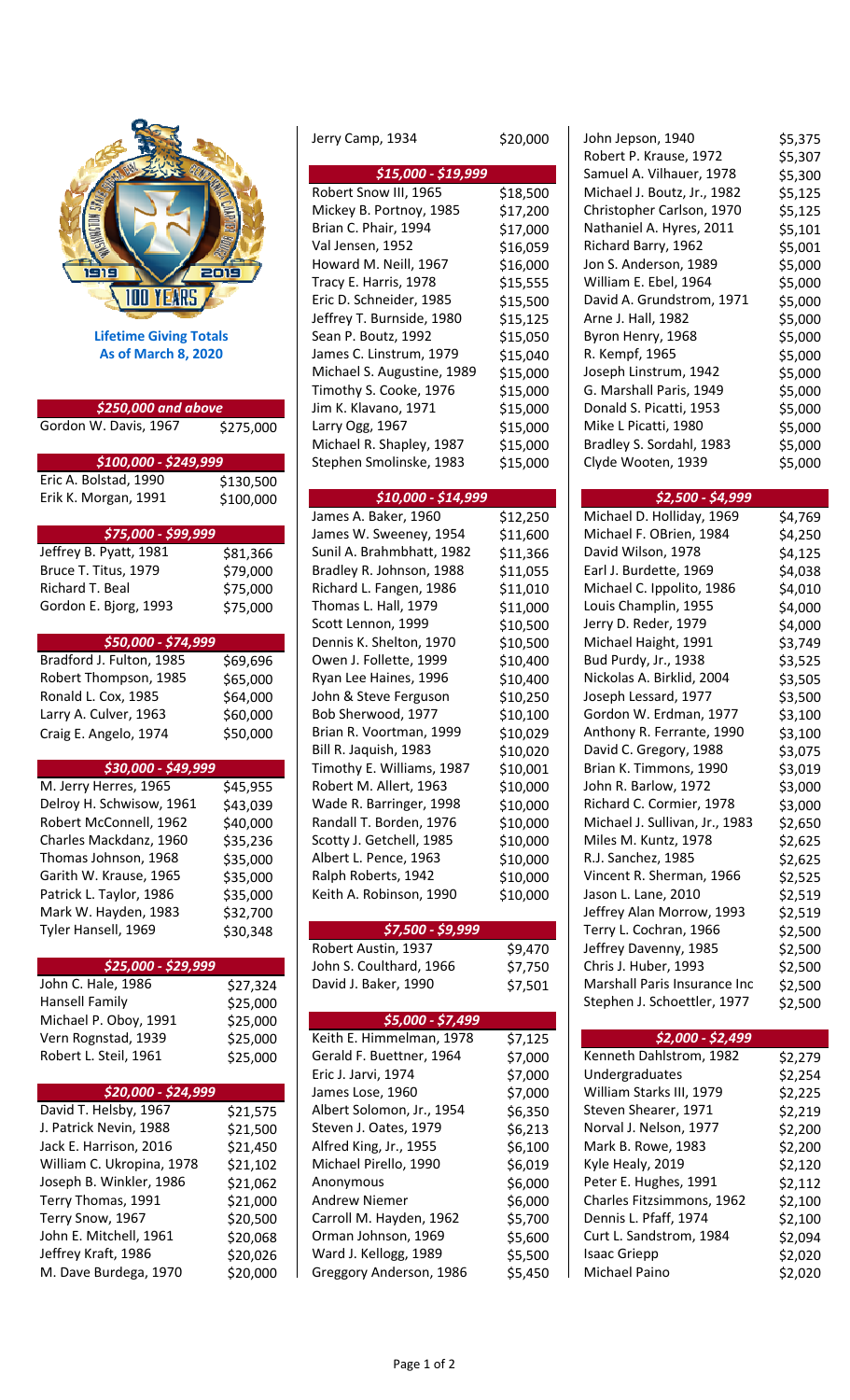**Lifetime Giving Totals**
**As of March 8, 2020**

| *$250,000 and above* | |
|---|---|
| Gordon W. Davis, 1967 | $275,000 |

| *$100,000 - $249,999* | |
|---|---|
| Eric A. Bolstad, 1990 | $130,500 |
| Erik K. Morgan, 1991 | $100,000 |

| *$75,000 - $99,999* | |
|---|---|
| Jeffrey B. Pyatt, 1981 | $81,366 |
| Bruce T. Titus, 1979 | $79,000 |
| Richard T. Beal | $75,000 |
| Gordon E. Bjorg, 1993 | $75,000 |

| *$50,000 - $74,999* | |
|---|---|
| Bradford J. Fulton, 1985 | $69,696 |
| Robert Thompson, 1985 | $65,000 |
| Ronald L. Cox, 1985 | $64,000 |
| Larry A. Culver, 1963 | $60,000 |
| Craig E. Angelo, 1974 | $50,000 |

| *$30,000 - $49,999* | |
|---|---|
| M. Jerry Herres, 1965 | $45,955 |
| Delroy H. Schwisow, 1961 | $43,039 |
| Robert McConnell, 1962 | $40,000 |
| Charles Mackdanz, 1960 | $35,236 |
| Thomas Johnson, 1968 | $35,000 |
| Garith W. Krause, 1965 | $35,000 |
| Patrick L. Taylor, 1986 | $35,000 |
| Mark W. Hayden, 1983 | $32,700 |
| Tyler Hansell, 1969 | $30,348 |

| *$25,000 - $29,999* | |
|---|---|
| John C. Hale, 1986 | $27,324 |
| Hansell Family | $25,000 |
| Michael P. Oboy, 1991 | $25,000 |
| Vern Rognstad, 1939 | $25,000 |
| Robert L. Steil, 1961 | $25,000 |

| *$20,000 - $24,999* | |
|---|---|
| David T. Helsby, 1967 | $21,575 |
| J. Patrick Nevin, 1988 | $21,500 |
| Jack E. Harrison, 2016 | $21,450 |
| William C. Ukropina, 1978 | $21,102 |
| Joseph B. Winkler, 1986 | $21,062 |
| Terry Thomas, 1991 | $21,000 |
| Terry Snow, 1967 | $20,500 |
| John E. Mitchell, 1961 | $20,068 |
| Jeffrey Kraft, 1986 | $20,026 |
| M. Dave Burdega, 1970 | $20,000 |
| Jerry Camp, 1934 | $20,000 |

| *$15,000 - $19,999* | |
|---|---|
| Robert Snow III, 1965 | $18,500 |
| Mickey B. Portnoy, 1985 | $17,200 |
| Brian C. Phair, 1994 | $17,000 |
| Val Jensen, 1952 | $16,059 |
| Howard M. Neill, 1967 | $16,000 |
| Tracy E. Harris, 1978 | $15,555 |
| Eric D. Schneider, 1985 | $15,500 |
| Jeffrey T. Burnside, 1980 | $15,125 |
| Sean P. Boutz, 1992 | $15,050 |
| James C. Linstrum, 1979 | $15,040 |
| Michael S. Augustine, 1989 | $15,000 |
| Timothy S. Cooke, 1976 | $15,000 |
| Jim K. Klavano, 1971 | $15,000 |
| Larry Ogg, 1967 | $15,000 |
| Michael R. Shapley, 1987 | $15,000 |
| Stephen Smolinske, 1983 | $15,000 |

| *$10,000 - $14,999* | |
|---|---|
| James A. Baker, 1960 | $12,250 |
| James W. Sweeney, 1954 | $11,600 |
| Sunil A. Brahmbhatt, 1982 | $11,366 |
| Bradley R. Johnson, 1988 | $11,055 |
| Richard L. Fangen, 1986 | $11,010 |
| Thomas L. Hall, 1979 | $11,000 |
| Scott Lennon, 1999 | $10,500 |
| Dennis K. Shelton, 1970 | $10,500 |
| Owen J. Follette, 1999 | $10,400 |
| Ryan Lee Haines, 1996 | $10,400 |
| John & Steve Ferguson | $10,250 |
| Bob Sherwood, 1977 | $10,100 |
| Brian R. Voortman, 1999 | $10,029 |
| Bill R. Jaquish, 1983 | $10,020 |
| Timothy E. Williams, 1987 | $10,001 |
| Robert M. Allert, 1963 | $10,000 |
| Wade R. Barringer, 1998 | $10,000 |
| Randall T. Borden, 1976 | $10,000 |
| Scotty J. Getchell, 1985 | $10,000 |
| Albert L. Pence, 1963 | $10,000 |
| Ralph Roberts, 1942 | $10,000 |
| Keith A. Robinson, 1990 | $10,000 |

| *$7,500 - $9,999* | |
|---|---|
| Robert Austin, 1937 | $9,470 |
| John S. Coulthard, 1966 | $7,750 |
| David J. Baker, 1990 | $7,501 |

| *$5,000 - $7,499* | |
|---|---|
| Keith E. Himmelman, 1978 | $7,125 |
| Gerald F. Buettner, 1964 | $7,000 |
| Eric J. Jarvi, 1974 | $7,000 |
| James Lose, 1960 | $7,000 |
| Albert Solomon, Jr., 1954 | $6,350 |
| Steven J. Oates, 1979 | $6,213 |
| Alfred King, Jr., 1955 | $6,100 |
| Michael Pirello, 1990 | $6,019 |
| Anonymous | $6,000 |
| Andrew Niemer | $6,000 |
| Carroll M. Hayden, 1962 | $5,700 |
| Orman Johnson, 1969 | $5,600 |
| Ward J. Kellogg, 1989 | $5,500 |
| Greggory Anderson, 1986 | $5,450 |
| John Jepson, 1940 | $5,375 |
| Robert P. Krause, 1972 | $5,307 |
| Samuel A. Vilhauer, 1978 | $5,300 |
| Michael J. Boutz, Jr., 1982 | $5,125 |
| Christopher Carlson, 1970 | $5,125 |
| Nathaniel A. Hyres, 2011 | $5,101 |
| Richard Barry, 1962 | $5,001 |
| Jon S. Anderson, 1989 | $5,000 |
| William E. Ebel, 1964 | $5,000 |
| David A. Grundstrom, 1971 | $5,000 |
| Arne J. Hall, 1982 | $5,000 |
| Byron Henry, 1968 | $5,000 |
| R. Kempf, 1965 | $5,000 |
| Joseph Linstrum, 1942 | $5,000 |
| G. Marshall Paris, 1949 | $5,000 |
| Donald S. Picatti, 1953 | $5,000 |
| Mike L Picatti, 1980 | $5,000 |
| Bradley S. Sordahl, 1983 | $5,000 |
| Clyde Wooten, 1939 | $5,000 |

| *$2,500 - $4,999* | |
|---|---|
| Michael D. Holliday, 1969 | $4,769 |
| Michael F. OBrien, 1984 | $4,250 |
| David Wilson, 1978 | $4,125 |
| Earl J. Burdette, 1969 | $4,038 |
| Michael C. Ippolito, 1986 | $4,010 |
| Louis Champlin, 1955 | $4,000 |
| Jerry D. Reder, 1979 | $4,000 |
| Michael Haight, 1991 | $3,749 |
| Bud Purdy, Jr., 1938 | $3,525 |
| Nickolas A. Birklid, 2004 | $3,505 |
| Joseph Lessard, 1977 | $3,500 |
| Gordon W. Erdman, 1977 | $3,100 |
| Anthony R. Ferrante, 1990 | $3,100 |
| David C. Gregory, 1988 | $3,075 |
| Brian K. Timmons, 1990 | $3,019 |
| John R. Barlow, 1972 | $3,000 |
| Richard C. Cormier, 1978 | $3,000 |
| Michael J. Sullivan, Jr., 1983 | $2,650 |
| Miles M. Kuntz, 1978 | $2,625 |
| R.J. Sanchez, 1985 | $2,625 |
| Vincent R. Sherman, 1966 | $2,525 |
| Jason L. Lane, 2010 | $2,519 |
| Jeffrey Alan Morrow, 1993 | $2,519 |
| Terry L. Cochran, 1966 | $2,500 |
| Jeffrey Davenny, 1985 | $2,500 |
| Chris J. Huber, 1993 | $2,500 |
| Marshall Paris Insurance Inc | $2,500 |
| Stephen J. Schoettler, 1977 | $2,500 |

| *$2,000 - $2,499* | |
|---|---|
| Kenneth Dahlstrom, 1982 | $2,279 |
| Undergraduates | $2,254 |
| William Starks III, 1979 | $2,225 |
| Steven Shearer, 1971 | $2,219 |
| Norval J. Nelson, 1977 | $2,200 |
| Mark B. Rowe, 1983 | $2,200 |
| Kyle Healy, 2019 | $2,120 |
| Peter E. Hughes, 1991 | $2,112 |
| Charles Fitzsimmons, 1962 | $2,100 |
| Dennis L. Pfaff, 1974 | $2,100 |
| Curt L. Sandstrom, 1984 | $2,094 |
| Isaac Griepp | $2,020 |
| Michael Paino | $2,020 |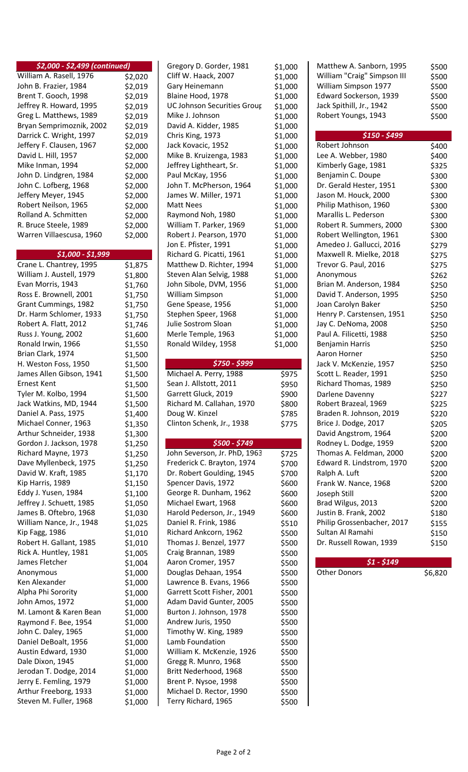| $2,000 - $2,499 (continued) | |
|---|---|
| William A. Rasell, 1976 | $2,020 |
| John B. Frazier, 1984 | $2,019 |
| Brent T. Gooch, 1998 | $2,019 |
| Jeffrey R. Howard, 1995 | $2,019 |
| Greg L. Matthews, 1989 | $2,019 |
| Bryan Semprimoznik, 2002 | $2,019 |
| Darrick C. Wright, 1997 | $2,019 |
| Jeffery F. Clausen, 1967 | $2,000 |
| David L. Hill, 1957 | $2,000 |
| Mike Inman, 1994 | $2,000 |
| John D. Lindgren, 1984 | $2,000 |
| John C. Lofberg, 1968 | $2,000 |
| Jeffery Meyer, 1945 | $2,000 |
| Robert Neilson, 1965 | $2,000 |
| Rolland A. Schmitten | $2,000 |
| R. Bruce Steele, 1989 | $2,000 |
| Warren Villaescusa, 1960 | $2,000 |

| $1,000 - $1,999 | |
|---|---|
| Crane L. Chantrey, 1995 | $1,875 |
| William J. Austell, 1979 | $1,800 |
| Evan Morris, 1943 | $1,760 |
| Ross E. Brownell, 2001 | $1,750 |
| Grant Cummings, 1982 | $1,750 |
| Dr. Harm Schlomer, 1933 | $1,750 |
| Robert A. Flatt, 2012 | $1,746 |
| Russ J. Young, 2002 | $1,600 |
| Ronald Irwin, 1966 | $1,550 |
| Brian Clark, 1974 | $1,500 |
| H. Weston Foss, 1950 | $1,500 |
| James Allen Gibson, 1941 | $1,500 |
| Ernest Kent | $1,500 |
| Tyler M. Kolbo, 1994 | $1,500 |
| Jack Watkins, MD, 1944 | $1,500 |
| Daniel A. Pass, 1975 | $1,400 |
| Michael Conner, 1963 | $1,350 |
| Arthur Schneider, 1938 | $1,300 |
| Gordon J. Jackson, 1978 | $1,250 |
| Richard Mayne, 1973 | $1,250 |
| Dave Myllenbeck, 1975 | $1,250 |
| David W. Kraft, 1985 | $1,170 |
| Kip Harris, 1989 | $1,150 |
| Eddy J. Yusen, 1984 | $1,100 |
| Jeffrey J. Schuett, 1985 | $1,050 |
| James B. Oftebro, 1968 | $1,030 |
| William Nance, Jr., 1948 | $1,025 |
| Kip Fagg, 1986 | $1,010 |
| Robert H. Gallant, 1985 | $1,010 |
| Rick A. Huntley, 1981 | $1,005 |
| James Fletcher | $1,004 |
| Anonymous | $1,000 |
| Ken Alexander | $1,000 |
| Alpha Phi Sorority | $1,000 |
| John Amos, 1972 | $1,000 |
| M. Lamont & Karen Bean | $1,000 |
| Raymond F. Bee, 1954 | $1,000 |
| John C. Daley, 1965 | $1,000 |
| Daniel DeBoalt, 1956 | $1,000 |
| Austin Edward, 1930 | $1,000 |
| Dale Dixon, 1945 | $1,000 |
| Jerodan T. Dodge, 2014 | $1,000 |
| Jerry E. Femling, 1979 | $1,000 |
| Arthur Freeborg, 1933 | $1,000 |
| Steven M. Fuller, 1968 | $1,000 |
| Gregory D. Gorder, 1981 | $1,000 |
| Cliff W. Haack, 2007 | $1,000 |
| Gary Heinemann | $1,000 |
| Blaine Hood, 1978 | $1,000 |
| UC Johnson Securities Group | $1,000 |
| Mike J. Johnson | $1,000 |
| David A. Kidder, 1985 | $1,000 |
| Chris King, 1973 | $1,000 |
| Jack Kovacic, 1952 | $1,000 |
| Mike B. Kruizenga, 1983 | $1,000 |
| Jeffrey Lightheart, Sr. | $1,000 |
| Paul McKay, 1956 | $1,000 |
| John T. McPherson, 1964 | $1,000 |
| James W. Miller, 1971 | $1,000 |
| Matt Nees | $1,000 |
| Raymond Noh, 1980 | $1,000 |
| William T. Parker, 1969 | $1,000 |
| Robert J. Pearson, 1970 | $1,000 |
| Jon E. Pfister, 1991 | $1,000 |
| Richard G. Picatti, 1961 | $1,000 |
| Matthew D. Richter, 1994 | $1,000 |
| Steven Alan Selvig, 1988 | $1,000 |
| John Sibole, DVM, 1956 | $1,000 |
| William Simpson | $1,000 |
| Gene Spease, 1956 | $1,000 |
| Stephen Speer, 1968 | $1,000 |
| Julie Sostrom Sloan | $1,000 |
| Merle Temple, 1963 | $1,000 |
| Ronald Wildey, 1958 | $1,000 |

| $750 - $999 | |
|---|---|
| Michael A. Perry, 1988 | $975 |
| Sean J. Allstott, 2011 | $950 |
| Garrett Gluck, 2019 | $900 |
| Richard M. Callahan, 1970 | $800 |
| Doug W. Kinzel | $785 |
| Clinton Schenk, Jr., 1938 | $775 |

| $500 - $749 | |
|---|---|
| John Severson, Jr. PhD, 1963 | $725 |
| Frederick C. Brayton, 1974 | $700 |
| Dr. Robert Goulding, 1945 | $700 |
| Spencer Davis, 1972 | $600 |
| George R. Dunham, 1962 | $600 |
| Michael Ewart, 1968 | $600 |
| Harold Pederson, Jr., 1949 | $600 |
| Daniel R. Frink, 1986 | $510 |
| Richard Ankcorn, 1962 | $500 |
| Thomas J. Benzel, 1977 | $500 |
| Craig Brannan, 1989 | $500 |
| Aaron Cromer, 1957 | $500 |
| Douglas Dehaan, 1954 | $500 |
| Lawrence B. Evans, 1966 | $500 |
| Garrett Scott Fisher, 2001 | $500 |
| Adam David Gunter, 2005 | $500 |
| Burton J. Johnson, 1978 | $500 |
| Andrew Juris, 1950 | $500 |
| Timothy W. King, 1989 | $500 |
| Lamb Foundation | $500 |
| William K. McKenzie, 1926 | $500 |
| Gregg R. Munro, 1968 | $500 |
| Britt Nederhood, 1968 | $500 |
| Brent P. Nysoe, 1998 | $500 |
| Michael D. Rector, 1990 | $500 |
| Terry Richard, 1965 | $500 |
| Matthew A. Sanborn, 1995 | $500 |
| William "Craig" Simpson III | $500 |
| William Simpson 1977 | $500 |
| Edward Sockerson, 1939 | $500 |
| Jack Spithill, Jr., 1942 | $500 |
| Robert Youngs, 1943 | $500 |

| $150 - $499 | |
|---|---|
| Robert Johnson | $400 |
| Lee A. Webber, 1980 | $400 |
| Kimberly Gage, 1981 | $325 |
| Benjamin C. Doupe | $300 |
| Dr. Gerald Hester, 1951 | $300 |
| Jason M. Houck, 2000 | $300 |
| Philip Mathison, 1960 | $300 |
| Marallis L. Pederson | $300 |
| Robert R. Summers, 2000 | $300 |
| Robert Wellington, 1961 | $300 |
| Amedeo J. Gallucci, 2016 | $279 |
| Maxwell R. Mielke, 2018 | $275 |
| Trevor G. Paul, 2016 | $275 |
| Anonymous | $262 |
| Brian M. Anderson, 1984 | $250 |
| David T. Anderson, 1995 | $250 |
| Joan Carolyn Baker | $250 |
| Henry P. Carstensen, 1951 | $250 |
| Jay C. DeNoma, 2008 | $250 |
| Paul A. Filicetti, 1988 | $250 |
| Benjamin Harris | $250 |
| Aaron Horner | $250 |
| Jack V. McKenzie, 1957 | $250 |
| Scott L. Reader, 1991 | $250 |
| Richard Thomas, 1989 | $250 |
| Darlene Davenny | $227 |
| Robert Brazeal, 1969 | $225 |
| Braden R. Johnson, 2019 | $220 |
| Brice J. Dodge, 2017 | $205 |
| David Angstrom, 1964 | $200 |
| Rodney L. Dodge, 1959 | $200 |
| Thomas A. Feldman, 2000 | $200 |
| Edward R. Lindstrom, 1970 | $200 |
| Ralph A. Luft | $200 |
| Frank W. Nance, 1968 | $200 |
| Joseph Still | $200 |
| Brad Wilgus, 2013 | $200 |
| Justin B. Frank, 2002 | $180 |
| Philip Grossenbacher, 2017 | $155 |
| Sultan Al Ramahi | $150 |
| Dr. Russell Rowan, 1939 | $150 |

| $1 - $149 | |
|---|---|
| Other Donors | $6,820 |